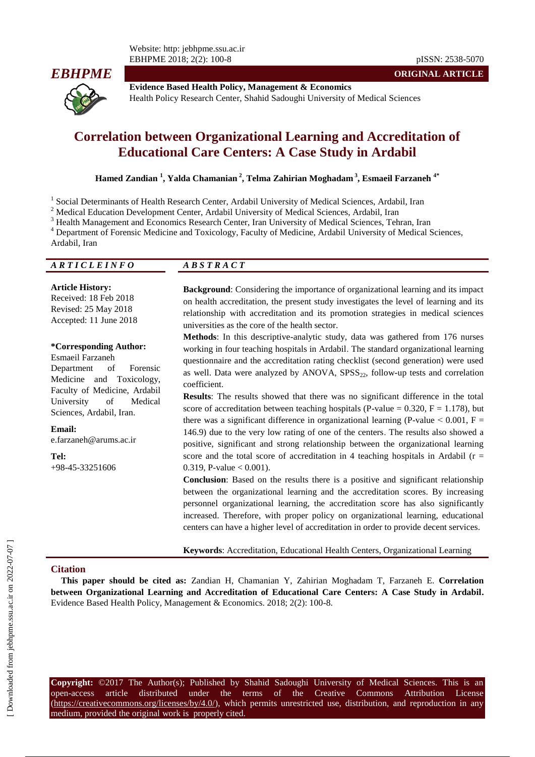ORIGINAL ARTICLE

**Evidence Based Health Policy, Management & Economics**
Health Policy Research Center, Shahid Sadoughi University of Medical Sciences

# Correlation between Organizational Learning and Accreditation of Educational Care Centers: A Case Study in Ardabil

**Hamed Zandian [1], Yalda Chamanian [2], Telma Zahirian Moghadam [3], Esmaeil Farzaneh [4*]**

[1] Social Determinants of Health Research Center, Ardabil University of Medical Sciences, Ardabil, Iran
[2] Medical Education Development Center, Ardabil University of Medical Sciences, Ardabil, Iran
[3] Health Management and Economics Research Center, Iran University of Medical Sciences, Tehran, Iran
[4] Department of Forensic Medicine and Toxicology, Faculty of Medicine, Ardabil University of Medical Sciences, Ardabil, Iran

## ARTICLE INFO

**Article History:**
Received: 18 Feb 2018
Revised: 25 May 2018
Accepted: 11 June 2018

**\*Corresponding Author:**
Esmaeil Farzaneh
Department of Forensic Medicine and Toxicology, Faculty of Medicine, Ardabil University of Medical Sciences, Ardabil, Iran.

**Email:**
e.farzaneh@arums.ac.ir

**Tel:**
+98-45-33251606

## ABSTRACT

**Background**: Considering the importance of organizational learning and its impact on health accreditation, the present study investigates the level of learning and its relationship with accreditation and its promotion strategies in medical sciences universities as the core of the health sector.

**Methods**: In this descriptive-analytic study, data was gathered from 176 nurses working in four teaching hospitals in Ardabil. The standard organizational learning questionnaire and the accreditation rating checklist (second generation) were used as well. Data were analyzed by ANOVA, $SPSS_{22}$, follow-up tests and correlation coefficient.

**Results**: The results showed that there was no significant difference in the total score of accreditation between teaching hospitals (P-value = 0.320, F = 1.178), but there was a significant difference in organizational learning (P-value < 0.001, F = 146.9) due to the very low rating of one of the centers. The results also showed a positive, significant and strong relationship between the organizational learning score and the total score of accreditation in 4 teaching hospitals in Ardabil (r = 0.319, P-value < 0.001).

**Conclusion**: Based on the results there is a positive and significant relationship between the organizational learning and the accreditation scores. By increasing personnel organizational learning, the accreditation score has also significantly increased. Therefore, with proper policy on organizational learning, educational centers can have a higher level of accreditation in order to provide decent services.

**Keywords**: Accreditation, Educational Health Centers, Organizational Learning

## Citation

**This paper should be cited as:** Zandian H, Chamanian Y, Zahirian Moghadam T, Farzaneh E. **Correlation between Organizational Learning and Accreditation of Educational Care Centers: A Case Study in Ardabil.** Evidence Based Health Policy, Management & Economics. 2018; 2(2): 100-8.

**Copyright:** ©2017 The Author(s); Published by Shahid Sadoughi University of Medical Sciences. This is an open-access article distributed under the terms of the Creative Commons Attribution License (https://creativecommons.org/licenses/by/4.0/), which permits unrestricted use, distribution, and reproduction in any medium, provided the original work is properly cited.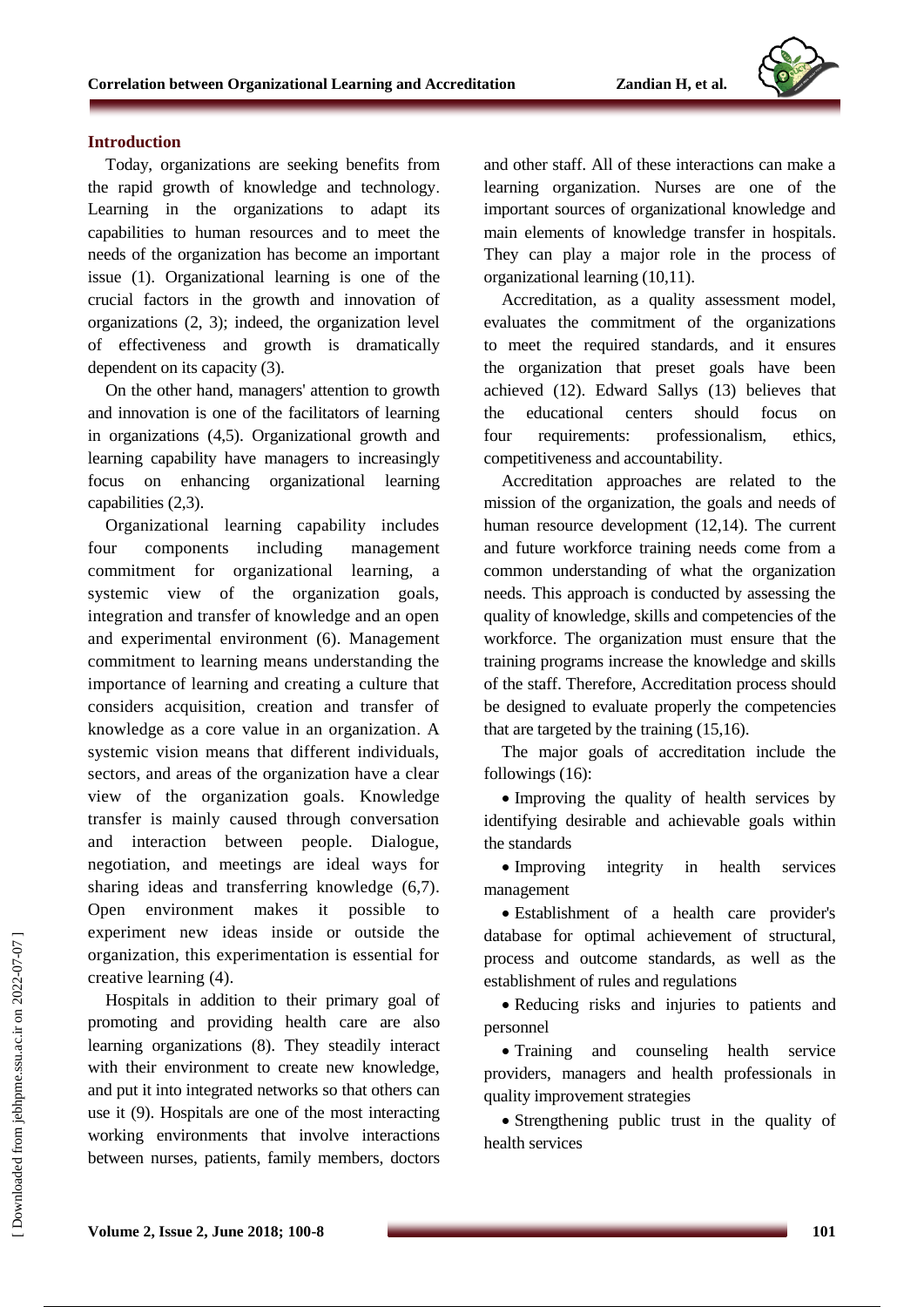## Introduction

Today, organizations are seeking benefits from the rapid growth of knowledge and technology. Learning in the organizations to adapt its capabilities to human resources and to meet the needs of the organization has become an important issue (1). Organizational learning is one of the crucial factors in the growth and innovation of organizations (2, 3); indeed, the organization level of effectiveness and growth is dramatically dependent on its capacity (3).

On the other hand, managers' attention to growth and innovation is one of the facilitators of learning in organizations (4,5). Organizational growth and learning capability have managers to increasingly focus on enhancing organizational learning capabilities (2,3).

Organizational learning capability includes four components including management commitment for organizational learning, a systemic view of the organization goals, integration and transfer of knowledge and an open and experimental environment (6). Management commitment to learning means understanding the importance of learning and creating a culture that considers acquisition, creation and transfer of knowledge as a core value in an organization. A systemic vision means that different individuals, sectors, and areas of the organization have a clear view of the organization goals. Knowledge transfer is mainly caused through conversation and interaction between people. Dialogue, negotiation, and meetings are ideal ways for sharing ideas and transferring knowledge (6,7). Open environment makes it possible to experiment new ideas inside or outside the organization, this experimentation is essential for creative learning (4).

Hospitals in addition to their primary goal of promoting and providing health care are also learning organizations (8). They steadily interact with their environment to create new knowledge, and put it into integrated networks so that others can use it (9). Hospitals are one of the most interacting working environments that involve interactions between nurses, patients, family members, doctors and other staff. All of these interactions can make a learning organization. Nurses are one of the important sources of organizational knowledge and main elements of knowledge transfer in hospitals. They can play a major role in the process of organizational learning (10,11).

Accreditation, as a quality assessment model, evaluates the commitment of the organizations to meet the required standards, and it ensures the organization that preset goals have been achieved (12). Edward Sallys (13) believes that the educational centers should focus on four requirements: professionalism, ethics, competitiveness and accountability.

Accreditation approaches are related to the mission of the organization, the goals and needs of human resource development (12,14). The current and future workforce training needs come from a common understanding of what the organization needs. This approach is conducted by assessing the quality of knowledge, skills and competencies of the workforce. The organization must ensure that the training programs increase the knowledge and skills of the staff. Therefore, Accreditation process should be designed to evaluate properly the competencies that are targeted by the training (15,16).

The major goals of accreditation include the followings (16):

- Improving the quality of health services by identifying desirable and achievable goals within the standards
- Improving integrity in health services management
- Establishment of a health care provider's database for optimal achievement of structural, process and outcome standards, as well as the establishment of rules and regulations
- Reducing risks and injuries to patients and personnel
- Training and counseling health service providers, managers and health professionals in quality improvement strategies
- Strengthening public trust in the quality of health services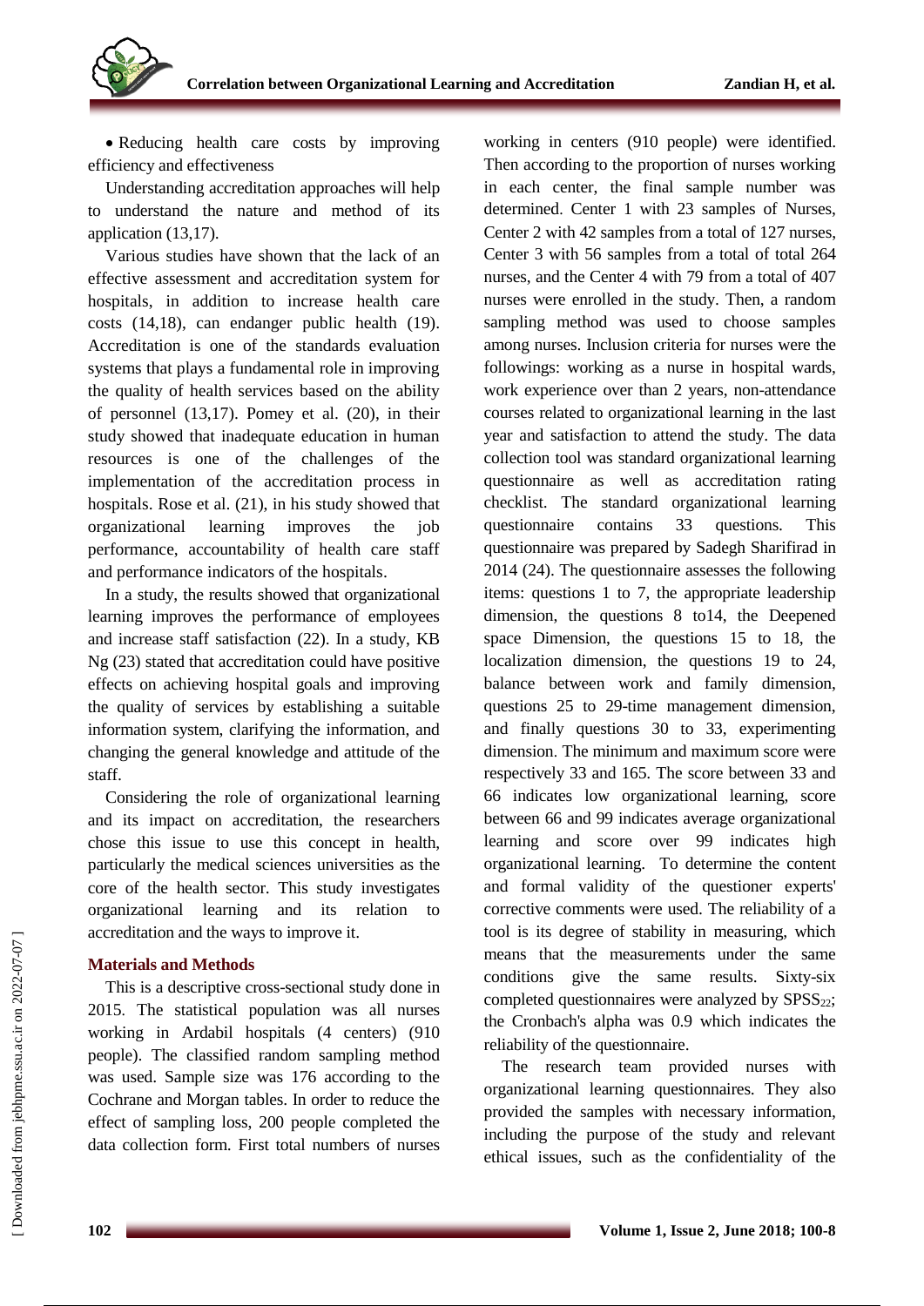- Reducing health care costs by improving efficiency and effectiveness

Understanding accreditation approaches will help to understand the nature and method of its application (13,17).

Various studies have shown that the lack of an effective assessment and accreditation system for hospitals, in addition to increase health care costs (14,18), can endanger public health (19). Accreditation is one of the standards evaluation systems that plays a fundamental role in improving the quality of health services based on the ability of personnel (13,17). Pomey et al. (20), in their study showed that inadequate education in human resources is one of the challenges of the implementation of the accreditation process in hospitals. Rose et al. (21), in his study showed that organizational learning improves the job performance, accountability of health care staff and performance indicators of the hospitals.

In a study, the results showed that organizational learning improves the performance of employees and increase staff satisfaction (22). In a study, KB Ng (23) stated that accreditation could have positive effects on achieving hospital goals and improving the quality of services by establishing a suitable information system, clarifying the information, and changing the general knowledge and attitude of the staff.

Considering the role of organizational learning and its impact on accreditation, the researchers chose this issue to use this concept in health, particularly the medical sciences universities as the core of the health sector. This study investigates organizational learning and its relation to accreditation and the ways to improve it.

## Materials and Methods

This is a descriptive cross-sectional study done in 2015. The statistical population was all nurses working in Ardabil hospitals (4 centers) (910 people). The classified random sampling method was used. Sample size was 176 according to the Cochrane and Morgan tables. In order to reduce the effect of sampling loss, 200 people completed the data collection form. First total numbers of nurses working in centers (910 people) were identified. Then according to the proportion of nurses working in each center, the final sample number was determined. Center 1 with 23 samples of Nurses, Center 2 with 42 samples from a total of 127 nurses, Center 3 with 56 samples from a total of total 264 nurses, and the Center 4 with 79 from a total of 407 nurses were enrolled in the study. Then, a random sampling method was used to choose samples among nurses. Inclusion criteria for nurses were the followings: working as a nurse in hospital wards, work experience over than 2 years, non-attendance courses related to organizational learning in the last year and satisfaction to attend the study. The data collection tool was standard organizational learning questionnaire as well as accreditation rating checklist. The standard organizational learning questionnaire contains 33 questions. This questionnaire was prepared by Sadegh Sharifirad in 2014 (24). The questionnaire assesses the following items: questions 1 to 7, the appropriate leadership dimension, the questions 8 to14, the Deepened space Dimension, the questions 15 to 18, the localization dimension, the questions 19 to 24, balance between work and family dimension, questions 25 to 29-time management dimension, and finally questions 30 to 33, experimenting dimension. The minimum and maximum score were respectively 33 and 165. The score between 33 and 66 indicates low organizational learning, score between 66 and 99 indicates average organizational learning and score over 99 indicates high organizational learning. To determine the content and formal validity of the questioner experts' corrective comments were used. The reliability of a tool is its degree of stability in measuring, which means that the measurements under the same conditions give the same results. Sixty-six completed questionnaires were analyzed by $SPSS_{22}$; the Cronbach's alpha was 0.9 which indicates the reliability of the questionnaire.

The research team provided nurses with organizational learning questionnaires. They also provided the samples with necessary information, including the purpose of the study and relevant ethical issues, such as the confidentiality of the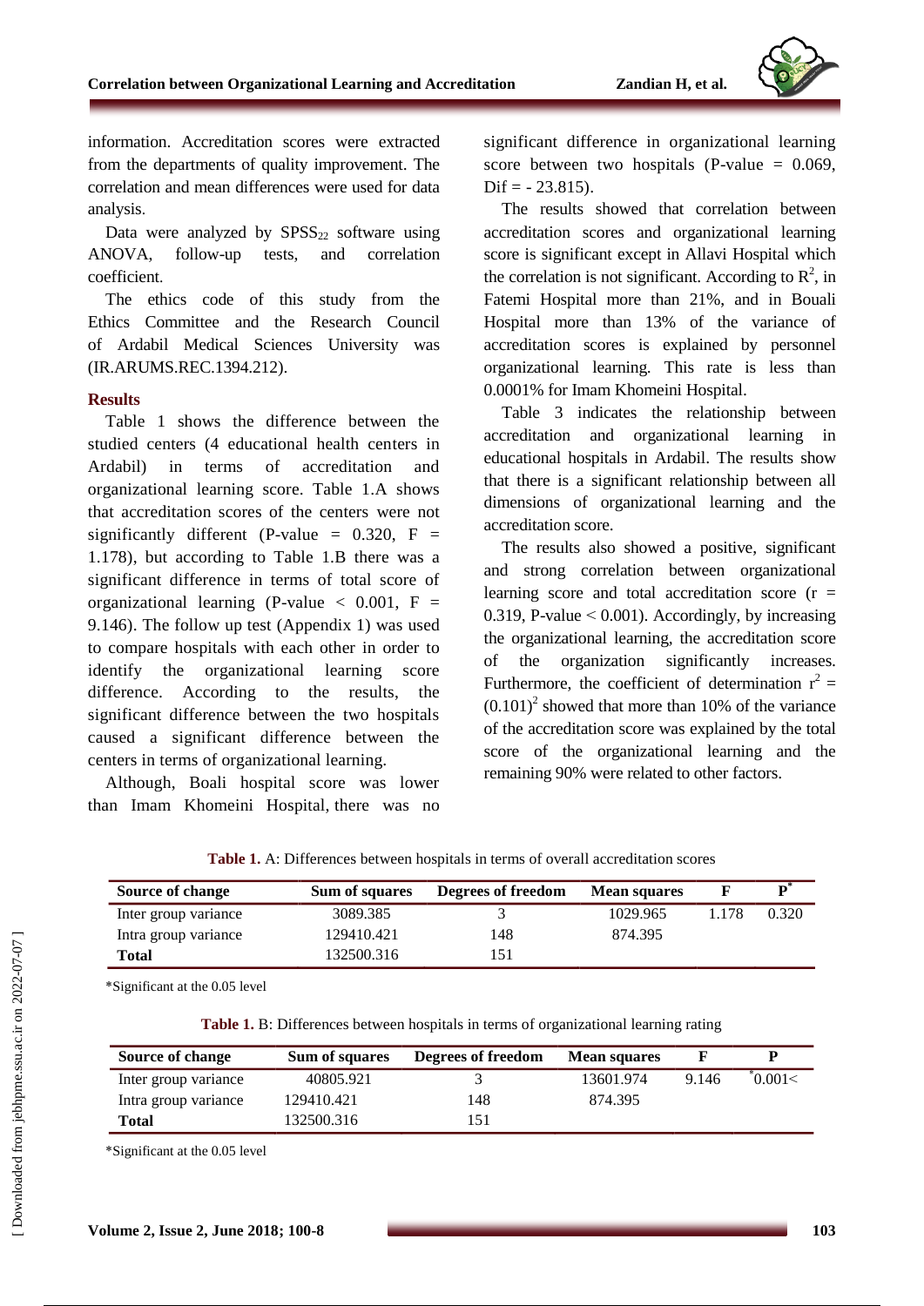information. Accreditation scores were extracted from the departments of quality improvement. The correlation and mean differences were used for data analysis.

Data were analyzed by $SPSS_{22}$ software using ANOVA, follow-up tests, and correlation coefficient.

The ethics code of this study from the Ethics Committee and the Research Council of Ardabil Medical Sciences University was (IR.ARUMS.REC.1394.212).

## Results

Table 1 shows the difference between the studied centers (4 educational health centers in Ardabil) in terms of accreditation and organizational learning score. Table 1.A shows that accreditation scores of the centers were not significantly different (P-value = 0.320, F = 1.178), but according to Table 1.B there was a significant difference in terms of total score of organizational learning (P-value < 0.001, F = 9.146). The follow up test (Appendix 1) was used to compare hospitals with each other in order to identify the organizational learning score difference. According to the results, the significant difference between the two hospitals caused a significant difference between the centers in terms of organizational learning.

Although, Boali hospital score was lower than Imam Khomeini Hospital, there was no significant difference in organizational learning score between two hospitals (P-value = 0.069, Dif = - 23.815).

The results showed that correlation between accreditation scores and organizational learning score is significant except in Allavi Hospital which the correlation is not significant. According to $R^2$, in Fatemi Hospital more than 21%, and in Bouali Hospital more than 13% of the variance of accreditation scores is explained by personnel organizational learning. This rate is less than 0.0001% for Imam Khomeini Hospital.

Table 3 indicates the relationship between accreditation and organizational learning in educational hospitals in Ardabil. The results show that there is a significant relationship between all dimensions of organizational learning and the accreditation score.

The results also showed a positive, significant and strong correlation between organizational learning score and total accreditation score (r = 0.319, P-value < 0.001). Accordingly, by increasing the organizational learning, the accreditation score of the organization significantly increases. Furthermore, the coefficient of determination $r^2 = (0.101)^2$ showed that more than 10% of the variance of the accreditation score was explained by the total score of the organizational learning and the remaining 90% were related to other factors.

**Table 1.** A: Differences between hospitals in terms of overall accreditation scores

| Source of change | Sum of squares | Degrees of freedom | Mean squares | F | P* |
|---|---|---|---|---|---|
| Inter group variance | 3089.385 | 3 | 1029.965 | 1.178 | 0.320 |
| Intra group variance | 129410.421 | 148 | 874.395 | | |
| **Total** | 132500.316 | 151 | | | |

*Significant at the 0.05 level

**Table 1.** B: Differences between hospitals in terms of organizational learning rating

| Source of change | Sum of squares | Degrees of freedom | Mean squares | F | P |
|---|---|---|---|---|---|
| Inter group variance | 40805.921 | 3 | 13601.974 | 9.146 | *0.001< |
| Intra group variance | 129410.421 | 148 | 874.395 | | |
| **Total** | 132500.316 | 151 | | | |

*Significant at the 0.05 level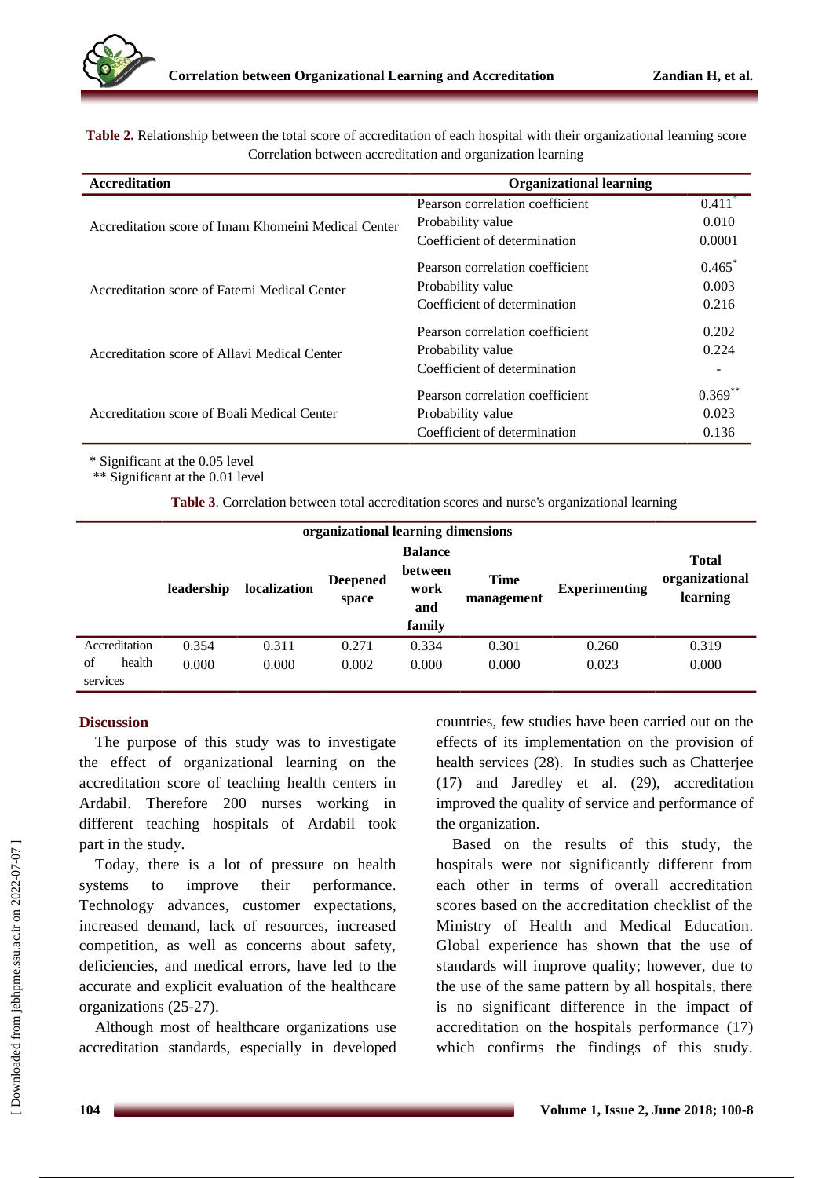**Table 2.** Relationship between the total score of accreditation of each hospital with their organizational learning score Correlation between accreditation and organization learning

| Accreditation | Organizational learning | |
|---|---|---|
| Accreditation score of Imam Khomeini Medical Center | Pearson correlation coefficient | 0.411* |
| | Probability value | 0.010 |
| | Coefficient of determination | 0.0001 |
| Accreditation score of Fatemi Medical Center | Pearson correlation coefficient | 0.465* |
| | Probability value | 0.003 |
| | Coefficient of determination | 0.216 |
| Accreditation score of Allavi Medical Center | Pearson correlation coefficient | 0.202 |
| | Probability value | 0.224 |
| | Coefficient of determination | - |
| Accreditation score of Boali Medical Center | Pearson correlation coefficient | 0.369** |
| | Probability value | 0.023 |
| | Coefficient of determination | 0.136 |

\* Significant at the 0.05 level
\*\* Significant at the 0.01 level

**Table 3**. Correlation between total accreditation scores and nurse's organizational learning

| | organizational learning dimensions | | | | | | |
|---|---|---|---|---|---|---|---|
| | **leadership** | **localization** | **Deepened space** | **Balance between work and family** | **Time management** | **Experimenting** | **Total organizational learning** |
| Accreditation of health services | 0.354 | 0.311 | 0.271 | 0.334 | 0.301 | 0.260 | 0.319 |
| | 0.000 | 0.000 | 0.002 | 0.000 | 0.000 | 0.023 | 0.000 |

## Discussion

The purpose of this study was to investigate the effect of organizational learning on the accreditation score of teaching health centers in Ardabil. Therefore 200 nurses working in different teaching hospitals of Ardabil took part in the study.

Today, there is a lot of pressure on health systems to improve their performance. Technology advances, customer expectations, increased demand, lack of resources, increased competition, as well as concerns about safety, deficiencies, and medical errors, have led to the accurate and explicit evaluation of the healthcare organizations (25-27).

Although most of healthcare organizations use accreditation standards, especially in developed countries, few studies have been carried out on the effects of its implementation on the provision of health services (28). In studies such as Chatterjee (17) and Jaredley et al. (29), accreditation improved the quality of service and performance of the organization.

Based on the results of this study, the hospitals were not significantly different from each other in terms of overall accreditation scores based on the accreditation checklist of the Ministry of Health and Medical Education. Global experience has shown that the use of standards will improve quality; however, due to the use of the same pattern by all hospitals, there is no significant difference in the impact of accreditation on the hospitals performance (17) which confirms the findings of this study.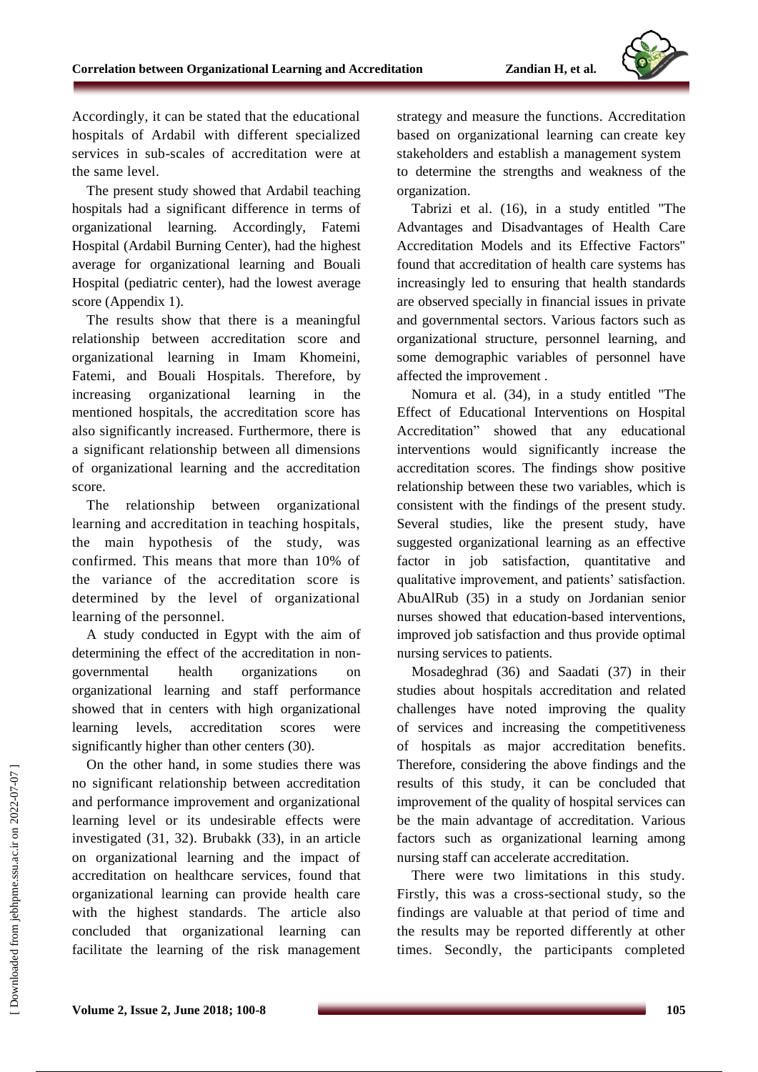Accordingly, it can be stated that the educational hospitals of Ardabil with different specialized services in sub-scales of accreditation were at the same level.

The present study showed that Ardabil teaching hospitals had a significant difference in terms of organizational learning. Accordingly, Fatemi Hospital (Ardabil Burning Center), had the highest average for organizational learning and Bouali Hospital (pediatric center), had the lowest average score (Appendix 1).

The results show that there is a meaningful relationship between accreditation score and organizational learning in Imam Khomeini, Fatemi, and Bouali Hospitals. Therefore, by increasing organizational learning in the mentioned hospitals, the accreditation score has also significantly increased. Furthermore, there is a significant relationship between all dimensions of organizational learning and the accreditation score.

The relationship between organizational learning and accreditation in teaching hospitals, the main hypothesis of the study, was confirmed. This means that more than 10% of the variance of the accreditation score is determined by the level of organizational learning of the personnel.

A study conducted in Egypt with the aim of determining the effect of the accreditation in non-governmental health organizations on organizational learning and staff performance showed that in centers with high organizational learning levels, accreditation scores were significantly higher than other centers (30).

On the other hand, in some studies there was no significant relationship between accreditation and performance improvement and organizational learning level or its undesirable effects were investigated (31, 32). Brubakk (33), in an article on organizational learning and the impact of accreditation on healthcare services, found that organizational learning can provide health care with the highest standards. The article also concluded that organizational learning can facilitate the learning of the risk management strategy and measure the functions. Accreditation based on organizational learning can create key stakeholders and establish a management system to determine the strengths and weakness of the organization.

Tabrizi et al. (16), in a study entitled "The Advantages and Disadvantages of Health Care Accreditation Models and its Effective Factors" found that accreditation of health care systems has increasingly led to ensuring that health standards are observed specially in financial issues in private and governmental sectors. Various factors such as organizational structure, personnel learning, and some demographic variables of personnel have affected the improvement .

Nomura et al. (34), in a study entitled "The Effect of Educational Interventions on Hospital Accreditation" showed that any educational interventions would significantly increase the accreditation scores. The findings show positive relationship between these two variables, which is consistent with the findings of the present study. Several studies, like the present study, have suggested organizational learning as an effective factor in job satisfaction, quantitative and qualitative improvement, and patients' satisfaction. AbuAlRub (35) in a study on Jordanian senior nurses showed that education-based interventions, improved job satisfaction and thus provide optimal nursing services to patients.

Mosadeghrad (36) and Saadati (37) in their studies about hospitals accreditation and related challenges have noted improving the quality of services and increasing the competitiveness of hospitals as major accreditation benefits. Therefore, considering the above findings and the results of this study, it can be concluded that improvement of the quality of hospital services can be the main advantage of accreditation. Various factors such as organizational learning among nursing staff can accelerate accreditation.

There were two limitations in this study. Firstly, this was a cross-sectional study, so the findings are valuable at that period of time and the results may be reported differently at other times. Secondly, the participants completed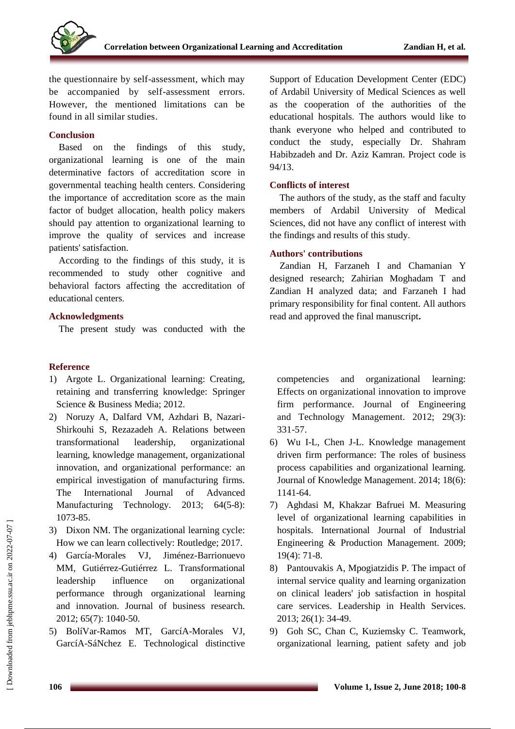the questionnaire by self-assessment, which may be accompanied by self-assessment errors. However, the mentioned limitations can be found in all similar studies.

## Conclusion

Based on the findings of this study, organizational learning is one of the main determinative factors of accreditation score in governmental teaching health centers. Considering the importance of accreditation score as the main factor of budget allocation, health policy makers should pay attention to organizational learning to improve the quality of services and increase patients' satisfaction.

According to the findings of this study, it is recommended to study other cognitive and behavioral factors affecting the accreditation of educational centers.

## Acknowledgments

The present study was conducted with the Support of Education Development Center (EDC) of Ardabil University of Medical Sciences as well as the cooperation of the authorities of the educational hospitals. The authors would like to thank everyone who helped and contributed to conduct the study, especially Dr. Shahram Habibzadeh and Dr. Aziz Kamran. Project code is 94/13.

## Conflicts of interest

The authors of the study, as the staff and faculty members of Ardabil University of Medical Sciences, did not have any conflict of interest with the findings and results of this study.

## Authors' contributions

Zandian H, Farzaneh I and Chamanian Y designed research; Zahirian Moghadam T and Zandian H analyzed data; and Farzaneh I had primary responsibility for final content. All authors read and approved the final manuscript**.**

## Reference

1) Argote L. Organizational learning: Creating, retaining and transferring knowledge: Springer Science & Business Media; 2012.
2) Noruzy A, Dalfard VM, Azhdari B, Nazari-Shirkouhi S, Rezazadeh A. Relations between transformational leadership, organizational learning, knowledge management, organizational innovation, and organizational performance: an empirical investigation of manufacturing firms. The International Journal of Advanced Manufacturing Technology. 2013; 64(5-8): 1073-85.
3) Dixon NM. The organizational learning cycle: How we can learn collectively: Routledge; 2017.
4) García-Morales VJ, Jiménez-Barrionuevo MM, Gutiérrez-Gutiérrez L. Transformational leadership influence on organizational performance through organizational learning and innovation. Journal of business research. 2012; 65(7): 1040-50.
5) BolíVar-Ramos MT, GarcíA-Morales VJ, GarcíA-SáNchez E. Technological distinctive competencies and organizational learning: Effects on organizational innovation to improve firm performance. Journal of Engineering and Technology Management. 2012; 29(3): 331-57.
6) Wu I-L, Chen J-L. Knowledge management driven firm performance: The roles of business process capabilities and organizational learning. Journal of Knowledge Management. 2014; 18(6): 1141-64.
7) Aghdasi M, Khakzar Bafruei M. Measuring level of organizational learning capabilities in hospitals. International Journal of Industrial Engineering & Production Management. 2009; 19(4): 71-8.
8) Pantouvakis A, Mpogiatzidis P. The impact of internal service quality and learning organization on clinical leaders' job satisfaction in hospital care services. Leadership in Health Services. 2013; 26(1): 34-49.
9) Goh SC, Chan C, Kuziemsky C. Teamwork, organizational learning, patient safety and job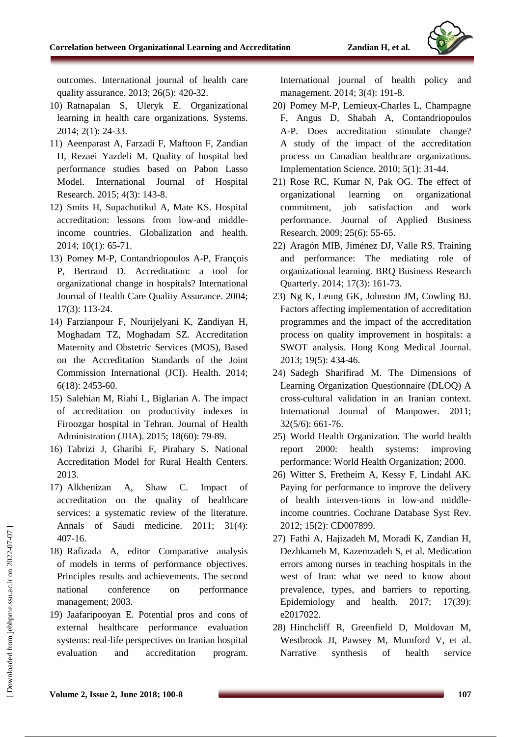outcomes. International journal of health care quality assurance. 2013; 26(5): 420-32.

10) Ratnapalan S, Uleryk E. Organizational learning in health care organizations. Systems. 2014; 2(1): 24-33.

11) Aeenparast A, Farzadi F, Maftoon F, Zandian H, Rezaei Yazdeli M. Quality of hospital bed performance studies based on Pabon Lasso Model. International Journal of Hospital Research. 2015; 4(3): 143-8.

12) Smits H, Supachutikul A, Mate KS. Hospital accreditation: lessons from low-and middle-income countries. Globalization and health. 2014; 10(1): 65-71.

13) Pomey M-P, Contandriopoulos A-P, François P, Bertrand D. Accreditation: a tool for organizational change in hospitals? International Journal of Health Care Quality Assurance. 2004; 17(3): 113-24.

14) Farzianpour F, Nourijelyani K, Zandiyan H, Moghadam TZ, Moghadam SZ. Accreditation Maternity and Obstetric Services (MOS), Based on the Accreditation Standards of the Joint Commission International (JCI). Health. 2014; 6(18): 2453-60.

15) Salehian M, Riahi L, Biglarian A. The impact of accreditation on productivity indexes in Firoozgar hospital in Tehran. Journal of Health Administration (JHA). 2015; 18(60): 79-89.

16) Tabrizi J, Gharibi F, Pirahary S. National Accreditation Model for Rural Health Centers. 2013.

17) Alkhenizan A, Shaw C. Impact of accreditation on the quality of healthcare services: a systematic review of the literature. Annals of Saudi medicine. 2011; 31(4): 407-16.

18) Rafizada A, editor Comparative analysis of models in terms of performance objectives. Principles results and achievements. The second national conference on performance management; 2003.

19) Jaafaripooyan E. Potential pros and cons of external healthcare performance evaluation systems: real-life perspectives on Iranian hospital evaluation and accreditation program. International journal of health policy and management. 2014; 3(4): 191-8.

20) Pomey M-P, Lemieux-Charles L, Champagne F, Angus D, Shabah A, Contandriopoulos A-P. Does accreditation stimulate change? A study of the impact of the accreditation process on Canadian healthcare organizations. Implementation Science. 2010; 5(1): 31-44.

21) Rose RC, Kumar N, Pak OG. The effect of organizational learning on organizational commitment, job satisfaction and work performance. Journal of Applied Business Research. 2009; 25(6): 55-65.

22) Aragón MIB, Jiménez DJ, Valle RS. Training and performance: The mediating role of organizational learning. BRQ Business Research Quarterly. 2014; 17(3): 161-73.

23) Ng K, Leung GK, Johnston JM, Cowling BJ. Factors affecting implementation of accreditation programmes and the impact of the accreditation process on quality improvement in hospitals: a SWOT analysis. Hong Kong Medical Journal. 2013; 19(5): 434-46.

24) Sadegh Sharifirad M. The Dimensions of Learning Organization Questionnaire (DLOQ) A cross-cultural validation in an Iranian context. International Journal of Manpower. 2011; 32(5/6): 661-76.

25) World Health Organization. The world health report 2000: health systems: improving performance: World Health Organization; 2000.

26) Witter S, Fretheim A, Kessy F, Lindahl AK. Paying for performance to improve the delivery of health interven-tions in low-and middle-income countries. Cochrane Database Syst Rev. 2012; 15(2): CD007899.

27) Fathi A, Hajizadeh M, Moradi K, Zandian H, Dezhkameh M, Kazemzadeh S, et al. Medication errors among nurses in teaching hospitals in the west of Iran: what we need to know about prevalence, types, and barriers to reporting. Epidemiology and health. 2017; 17(39): e2017022.

28) Hinchcliff R, Greenfield D, Moldovan M, Westbrook JI, Pawsey M, Mumford V, et al. Narrative synthesis of health service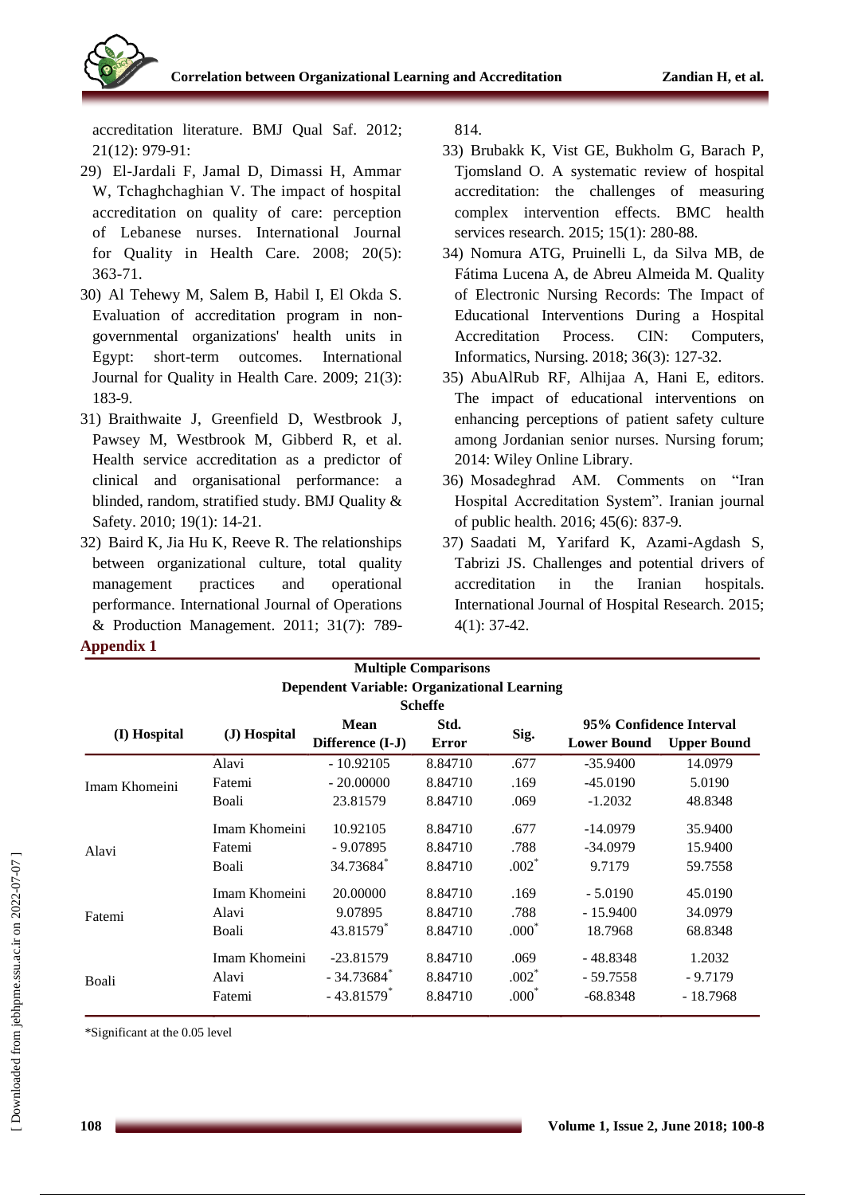accreditation literature. BMJ Qual Saf. 2012; 21(12): 979-91:

29) El-Jardali F, Jamal D, Dimassi H, Ammar W, Tchaghchaghian V. The impact of hospital accreditation on quality of care: perception of Lebanese nurses. International Journal for Quality in Health Care. 2008; 20(5): 363-71.

30) Al Tehewy M, Salem B, Habil I, El Okda S. Evaluation of accreditation program in non-governmental organizations' health units in Egypt: short-term outcomes. International Journal for Quality in Health Care. 2009; 21(3): 183-9.

31) Braithwaite J, Greenfield D, Westbrook J, Pawsey M, Westbrook M, Gibberd R, et al. Health service accreditation as a predictor of clinical and organisational performance: a blinded, random, stratified study. BMJ Quality & Safety. 2010; 19(1): 14-21.

32) Baird K, Jia Hu K, Reeve R. The relationships between organizational culture, total quality management practices and operational performance. International Journal of Operations & Production Management. 2011; 31(7): 789-814.

33) Brubakk K, Vist GE, Bukholm G, Barach P, Tjomsland O. A systematic review of hospital accreditation: the challenges of measuring complex intervention effects. BMC health services research. 2015; 15(1): 280-88.

34) Nomura ATG, Pruinelli L, da Silva MB, de Fátima Lucena A, de Abreu Almeida M. Quality of Electronic Nursing Records: The Impact of Educational Interventions During a Hospital Accreditation Process. CIN: Computers, Informatics, Nursing. 2018; 36(3): 127-32.

35) AbuAlRub RF, Alhijaa A, Hani E, editors. The impact of educational interventions on enhancing perceptions of patient safety culture among Jordanian senior nurses. Nursing forum; 2014: Wiley Online Library.

36) Mosadeghrad AM. Comments on "Iran Hospital Accreditation System". Iranian journal of public health. 2016; 45(6): 837-9.

37) Saadati M, Yarifard K, Azami-Agdash S, Tabrizi JS. Challenges and potential drivers of accreditation in the Iranian hospitals. International Journal of Hospital Research. 2015; 4(1): 37-42.

## Appendix 1

**Multiple Comparisons**
**Dependent Variable: Organizational Learning**
**Scheffe**

| (I) Hospital | (J) Hospital | Mean Difference (I-J) | Std. Error | Sig. | 95% Confidence Interval | |
|---|---|---|---|---|---|---|
| | | | | | Lower Bound | Upper Bound |
| Imam Khomeini | Alavi | - 10.92105 | 8.84710 | .677 | -35.9400 | 14.0979 |
| | Fatemi | - 20.00000 | 8.84710 | .169 | -45.0190 | 5.0190 |
| | Boali | 23.81579 | 8.84710 | .069 | -1.2032 | 48.8348 |
| Alavi | Imam Khomeini | 10.92105 | 8.84710 | .677 | -14.0979 | 35.9400 |
| | Fatemi | - 9.07895 | 8.84710 | .788 | -34.0979 | 15.9400 |
| | Boali | 34.73684* | 8.84710 | .002* | 9.7179 | 59.7558 |
| Fatemi | Imam Khomeini | 20.00000 | 8.84710 | .169 | - 5.0190 | 45.0190 |
| | Alavi | 9.07895 | 8.84710 | .788 | - 15.9400 | 34.0979 |
| | Boali | 43.81579* | 8.84710 | .000* | 18.7968 | 68.8348 |
| Boali | Imam Khomeini | -23.81579 | 8.84710 | .069 | - 48.8348 | 1.2032 |
| | Alavi | - 34.73684* | 8.84710 | .002* | - 59.7558 | - 9.7179 |
| | Fatemi | - 43.81579* | 8.84710 | .000* | -68.8348 | - 18.7968 |

*Significant at the 0.05 level